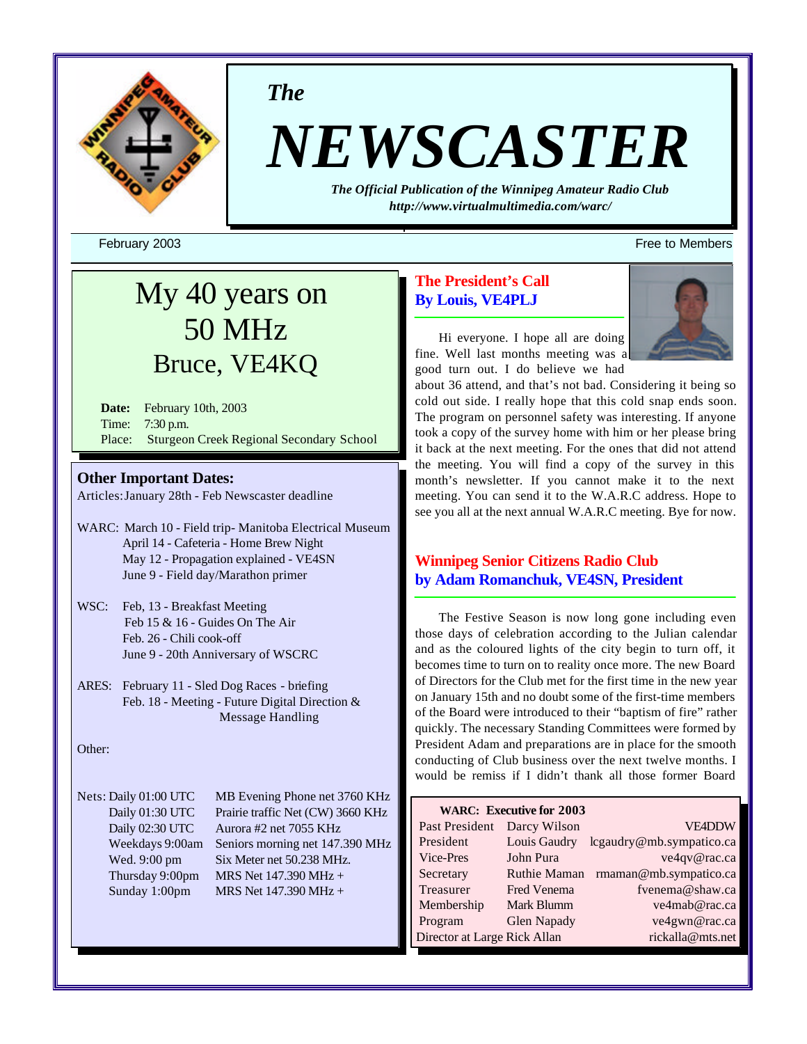*The*

# NEWSCASTER

***The Official Publication of the Winnipeg Amateur Radio Club***
***http://www.virtualmultimedia.com/warc/***

February 2003 — Free to Members

## My 40 years on 50 MHz
## Bruce, VE4KQ

**Date:** February 10th, 2003
Time: 7:30 p.m.
Place: Sturgeon Creek Regional Secondary School

### Other Important Dates:

Articles: January 28th - Feb Newscaster deadline

WARC: March 10 - Field trip- Manitoba Electrical Museum
April 14 - Cafeteria - Home Brew Night
May 12 - Propagation explained - VE4SN
June 9 - Field day/Marathon primer

WSC: Feb, 13 - Breakfast Meeting
Feb 15 & 16 - Guides On The Air
Feb. 26 - Chili cook-off
June 9 - 20th Anniversary of WSCRC

ARES: February 11 - Sled Dog Races - briefing
Feb. 18 - Meeting - Future Digital Direction & Message Handling

Other:

| Nets: | |
|---|---|
| Daily 01:00 UTC | MB Evening Phone net 3760 KHz |
| Daily 01:30 UTC | Prairie traffic Net (CW) 3660 KHz |
| Daily 02:30 UTC | Aurora #2 net 7055 KHz |
| Weekdays 9:00am | Seniors morning net 147.390 MHz |
| Wed. 9:00 pm | Six Meter net 50.238 MHz. |
| Thursday 9:00pm | MRS Net 147.390 MHz + |
| Sunday 1:00pm | MRS Net 147.390 MHz + |

## The President's Call
## By Louis, VE4PLJ

Hi everyone. I hope all are doing fine. Well last months meeting was a good turn out. I do believe we had about 36 attend, and that's not bad. Considering it being so cold out side. I really hope that this cold snap ends soon. The program on personnel safety was interesting. If anyone took a copy of the survey home with him or her please bring it back at the next meeting. For the ones that did not attend the meeting. You will find a copy of the survey in this month's newsletter. If you cannot make it to the next meeting. You can send it to the W.A.R.C address. Hope to see you all at the next annual W.A.R.C meeting. Bye for now.

## Winnipeg Senior Citizens Radio Club
## by Adam Romanchuk, VE4SN, President

The Festive Season is now long gone including even those days of celebration according to the Julian calendar and as the coloured lights of the city begin to turn off, it becomes time to turn on to reality once more. The new Board of Directors for the Club met for the first time in the new year on January 15th and no doubt some of the first-time members of the Board were introduced to their "baptism of fire" rather quickly. The necessary Standing Committees were formed by President Adam and preparations are in place for the smooth conducting of Club business over the next twelve months. I would be remiss if I didn't thank all those former Board

**WARC: Executive for 2003**

| Position | Name | Contact |
|---|---|---|
| Past President | Darcy Wilson | VE4DDW |
| President | Louis Gaudry | lcgaudry@mb.sympatico.ca |
| Vice-Pres | John Pura | ve4qv@rac.ca |
| Secretary | Ruthie Maman | rmaman@mb.sympatico.ca |
| Treasurer | Fred Venema | fvenema@shaw.ca |
| Membership | Mark Blumm | ve4mab@rac.ca |
| Program | Glen Napady | ve4gwn@rac.ca |
| Director at Large | Rick Allan | rickalla@mts.net |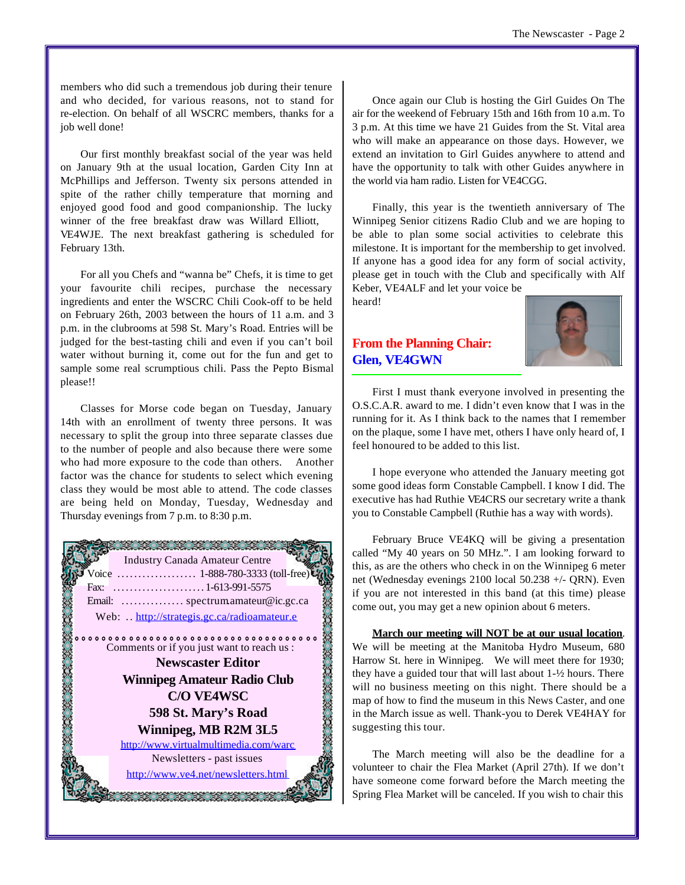members who did such a tremendous job during their tenure and who decided, for various reasons, not to stand for re-election. On behalf of all WSCRC members, thanks for a job well done!

Our first monthly breakfast social of the year was held on January 9th at the usual location, Garden City Inn at McPhillips and Jefferson. Twenty six persons attended in spite of the rather chilly temperature that morning and enjoyed good food and good companionship. The lucky winner of the free breakfast draw was Willard Elliott, VE4WJE. The next breakfast gathering is scheduled for February 13th.

For all you Chefs and "wanna be" Chefs, it is time to get your favourite chili recipes, purchase the necessary ingredients and enter the WSCRC Chili Cook-off to be held on February 26th, 2003 between the hours of 11 a.m. and 3 p.m. in the clubrooms at 598 St. Mary's Road. Entries will be judged for the best-tasting chili and even if you can't boil water without burning it, come out for the fun and get to sample some real scrumptious chili. Pass the Pepto Bismal please!!

Classes for Morse code began on Tuesday, January 14th with an enrollment of twenty three persons. It was necessary to split the group into three separate classes due to the number of people and also because there were some who had more exposure to the code than others. Another factor was the chance for students to select which evening class they would be most able to attend. The code classes are being held on Monday, Tuesday, Wednesday and Thursday evenings from 7 p.m. to 8:30 p.m.

Industry Canada Amateur Centre
Voice .................. 1-888-780-3333 (toll-free)
Fax: ..................... 1-613-991-5575
Email: ............... spectrum.amateur@ic.gc.ca
Web: .. http://strategis.gc.ca/radioamateur.e

Comments or if you just want to reach us :

**Newscaster Editor**
**Winnipeg Amateur Radio Club**
**C/O VE4WSC**
**598 St. Mary's Road**
**Winnipeg, MB R2M 3L5**

http://www.virtualmultimedia.com/warc
Newsletters - past issues
http://www.ve4.net/newsletters.html

Once again our Club is hosting the Girl Guides On The air for the weekend of February 15th and 16th from 10 a.m. To 3 p.m. At this time we have 21 Guides from the St. Vital area who will make an appearance on those days. However, we extend an invitation to Girl Guides anywhere to attend and have the opportunity to talk with other Guides anywhere in the world via ham radio. Listen for VE4CGG.

Finally, this year is the twentieth anniversary of The Winnipeg Senior citizens Radio Club and we are hoping to be able to plan some social activities to celebrate this milestone. It is important for the membership to get involved. If anyone has a good idea for any form of social activity, please get in touch with the Club and specifically with Alf Keber, VE4ALF and let your voice be heard!

## From the Planning Chair: Glen, VE4GWN

First I must thank everyone involved in presenting the O.S.C.A.R. award to me. I didn't even know that I was in the running for it. As I think back to the names that I remember on the plaque, some I have met, others I have only heard of, I feel honoured to be added to this list.

I hope everyone who attended the January meeting got some good ideas form Constable Campbell. I know I did. The executive has had Ruthie VE4CRS our secretary write a thank you to Constable Campbell (Ruthie has a way with words).

February Bruce VE4KQ will be giving a presentation called "My 40 years on 50 MHz.". I am looking forward to this, as are the others who check in on the Winnipeg 6 meter net (Wednesday evenings 2100 local 50.238 +/- QRN). Even if you are not interested in this band (at this time) please come out, you may get a new opinion about 6 meters.

**March our meeting will NOT be at our usual location**. We will be meeting at the Manitoba Hydro Museum, 680 Harrow St. here in Winnipeg. We will meet there for 1930; they have a guided tour that will last about 1-½ hours. There will no business meeting on this night. There should be a map of how to find the museum in this News Caster, and one in the March issue as well. Thank-you to Derek VE4HAY for suggesting this tour.

The March meeting will also be the deadline for a volunteer to chair the Flea Market (April 27th). If we don't have someone come forward before the March meeting the Spring Flea Market will be canceled. If you wish to chair this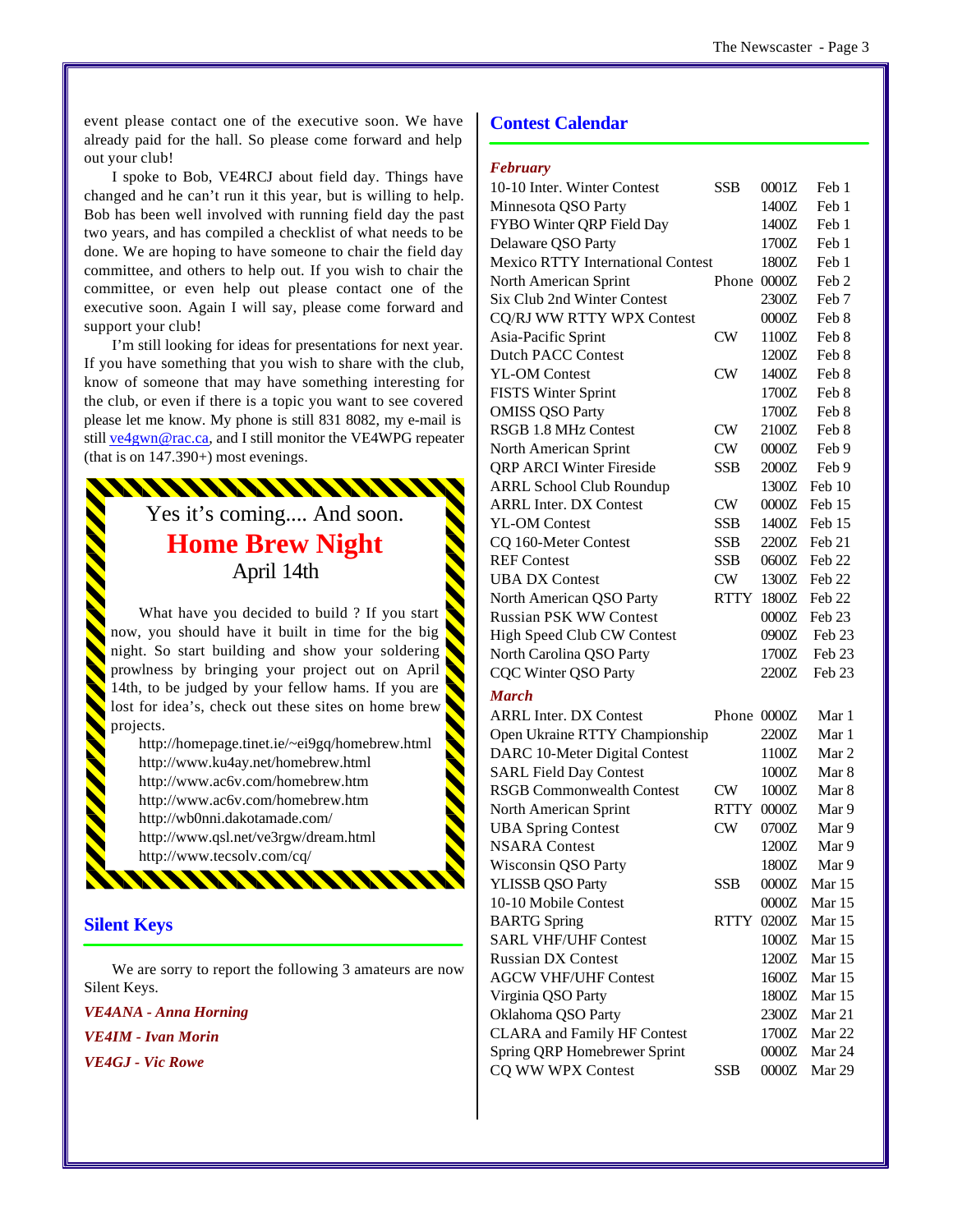event please contact one of the executive soon. We have already paid for the hall. So please come forward and help out your club!

I spoke to Bob, VE4RCJ about field day. Things have changed and he can't run it this year, but is willing to help. Bob has been well involved with running field day the past two years, and has compiled a checklist of what needs to be done. We are hoping to have someone to chair the field day committee, and others to help out. If you wish to chair the committee, or even help out please contact one of the executive soon. Again I will say, please come forward and support your club!

I'm still looking for ideas for presentations for next year. If you have something that you wish to share with the club, know of someone that may have something interesting for the club, or even if there is a topic you want to see covered please let me know. My phone is still 831 8082, my e-mail is still ve4gwn@rac.ca, and I still monitor the VE4WPG repeater (that is on 147.390+) most evenings.

Yes it's coming.... And soon.

**Home Brew Night**

April 14th

What have you decided to build ? If you start now, you should have it built in time for the big night. So start building and show your soldering prowlness by bringing your project out on April 14th, to be judged by your fellow hams. If you are lost for idea's, check out these sites on home brew projects.

http://homepage.tinet.ie/~ei9gq/homebrew.html
http://www.ku4ay.net/homebrew.html
http://www.ac6v.com/homebrew.htm
http://www.ac6v.com/homebrew.htm
http://wb0nni.dakotamade.com/
http://www.qsl.net/ve3rgw/dream.html
http://www.tecsolv.com/cq/

## Silent Keys

We are sorry to report the following 3 amateurs are now Silent Keys.

***VE4ANA - Anna Horning***

***VE4IM - Ivan Morin***

***VE4GJ - Vic Rowe***

## Contest Calendar

***February***

| Contest | Mode | Time | Date |
|---|---|---|---|
| 10-10 Inter. Winter Contest | SSB | 0001Z | Feb 1 |
| Minnesota QSO Party | | 1400Z | Feb 1 |
| FYBO Winter QRP Field Day | | 1400Z | Feb 1 |
| Delaware QSO Party | | 1700Z | Feb 1 |
| Mexico RTTY International Contest | | 1800Z | Feb 1 |
| North American Sprint | Phone | 0000Z | Feb 2 |
| Six Club 2nd Winter Contest | | 2300Z | Feb 7 |
| CQ/RJ WW RTTY WPX Contest | | 0000Z | Feb 8 |
| Asia-Pacific Sprint | CW | 1100Z | Feb 8 |
| Dutch PACC Contest | | 1200Z | Feb 8 |
| YL-OM Contest | CW | 1400Z | Feb 8 |
| FISTS Winter Sprint | | 1700Z | Feb 8 |
| OMISS QSO Party | | 1700Z | Feb 8 |
| RSGB 1.8 MHz Contest | CW | 2100Z | Feb 8 |
| North American Sprint | CW | 0000Z | Feb 9 |
| QRP ARCI Winter Fireside | SSB | 2000Z | Feb 9 |
| ARRL School Club Roundup | | 1300Z | Feb 10 |
| ARRL Inter. DX Contest | CW | 0000Z | Feb 15 |
| YL-OM Contest | SSB | 1400Z | Feb 15 |
| CQ 160-Meter Contest | SSB | 2200Z | Feb 21 |
| REF Contest | SSB | 0600Z | Feb 22 |
| UBA DX Contest | CW | 1300Z | Feb 22 |
| North American QSO Party | RTTY | 1800Z | Feb 22 |
| Russian PSK WW Contest | | 0000Z | Feb 23 |
| High Speed Club CW Contest | | 0900Z | Feb 23 |
| North Carolina QSO Party | | 1700Z | Feb 23 |
| CQC Winter QSO Party | | 2200Z | Feb 23 |

***March***

| Contest | Mode | Time | Date |
|---|---|---|---|
| ARRL Inter. DX Contest | Phone | 0000Z | Mar 1 |
| Open Ukraine RTTY Championship | | 2200Z | Mar 1 |
| DARC 10-Meter Digital Contest | | 1100Z | Mar 2 |
| SARL Field Day Contest | | 1000Z | Mar 8 |
| RSGB Commonwealth Contest | CW | 1000Z | Mar 8 |
| North American Sprint | RTTY | 0000Z | Mar 9 |
| UBA Spring Contest | CW | 0700Z | Mar 9 |
| NSARA Contest | | 1200Z | Mar 9 |
| Wisconsin QSO Party | | 1800Z | Mar 9 |
| YLISSB QSO Party | SSB | 0000Z | Mar 15 |
| 10-10 Mobile Contest | | 0000Z | Mar 15 |
| BARTG Spring | RTTY | 0200Z | Mar 15 |
| SARL VHF/UHF Contest | | 1000Z | Mar 15 |
| Russian DX Contest | | 1200Z | Mar 15 |
| AGCW VHF/UHF Contest | | 1600Z | Mar 15 |
| Virginia QSO Party | | 1800Z | Mar 15 |
| Oklahoma QSO Party | | 2300Z | Mar 21 |
| CLARA and Family HF Contest | | 1700Z | Mar 22 |
| Spring QRP Homebrewer Sprint | | 0000Z | Mar 24 |
| CQ WW WPX Contest | SSB | 0000Z | Mar 29 |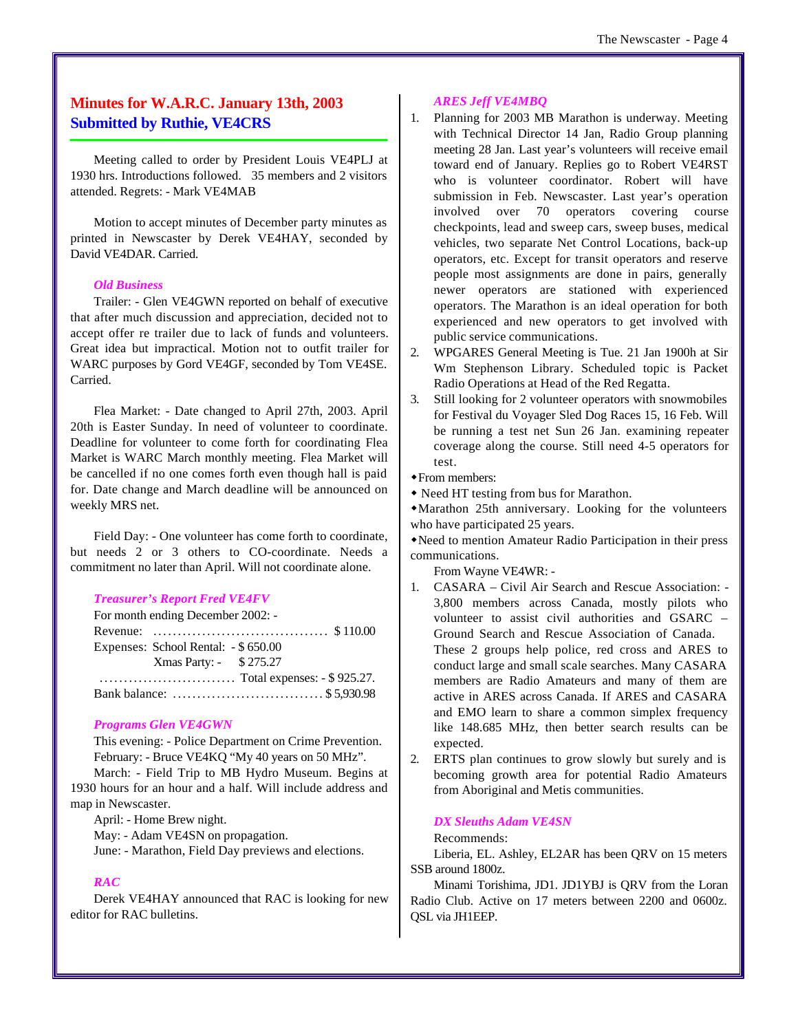## Minutes for W.A.R.C. January 13th, 2003
## Submitted by Ruthie, VE4CRS

Meeting called to order by President Louis VE4PLJ at 1930 hrs. Introductions followed. 35 members and 2 visitors attended. Regrets: - Mark VE4MAB

Motion to accept minutes of December party minutes as printed in Newscaster by Derek VE4HAY, seconded by David VE4DAR. Carried.

### *Old Business*

Trailer: - Glen VE4GWN reported on behalf of executive that after much discussion and appreciation, decided not to accept offer re trailer due to lack of funds and volunteers. Great idea but impractical. Motion not to outfit trailer for WARC purposes by Gord VE4GF, seconded by Tom VE4SE. Carried.

Flea Market: - Date changed to April 27th, 2003. April 20th is Easter Sunday. In need of volunteer to coordinate. Deadline for volunteer to come forth for coordinating Flea Market is WARC March monthly meeting. Flea Market will be cancelled if no one comes forth even though hall is paid for. Date change and March deadline will be announced on weekly MRS net.

Field Day: - One volunteer has come forth to coordinate, but needs 2 or 3 others to CO-coordinate. Needs a commitment no later than April. Will not coordinate alone.

### *Treasurer's Report Fred VE4FV*

For month ending December 2002: -

Revenue: ................................... $ 110.00

Expenses: School Rental: - $ 650.00
Xmas Party: - $ 275.27

............................ Total expenses: - $ 925.27.

Bank balance: ............................... $ 5,930.98

### *Programs Glen VE4GWN*

This evening: - Police Department on Crime Prevention.

February: - Bruce VE4KQ "My 40 years on 50 MHz".

March: - Field Trip to MB Hydro Museum. Begins at 1930 hours for an hour and a half. Will include address and map in Newscaster.

April: - Home Brew night.

May: - Adam VE4SN on propagation.

June: - Marathon, Field Day previews and elections.

### *RAC*

Derek VE4HAY announced that RAC is looking for new editor for RAC bulletins.

### *ARES Jeff VE4MBQ*

1. Planning for 2003 MB Marathon is underway. Meeting with Technical Director 14 Jan, Radio Group planning meeting 28 Jan. Last year's volunteers will receive email toward end of January. Replies go to Robert VE4RST who is volunteer coordinator. Robert will have submission in Feb. Newscaster. Last year's operation involved over 70 operators covering course checkpoints, lead and sweep cars, sweep buses, medical vehicles, two separate Net Control Locations, back-up operators, etc. Except for transit operators and reserve people most assignments are done in pairs, generally newer operators are stationed with experienced operators. The Marathon is an ideal operation for both experienced and new operators to get involved with public service communications.
2. WPGARES General Meeting is Tue. 21 Jan 1900h at Sir Wm Stephenson Library. Scheduled topic is Packet Radio Operations at Head of the Red Regatta.
3. Still looking for 2 volunteer operators with snowmobiles for Festival du Voyager Sled Dog Races 15, 16 Feb. Will be running a test net Sun 26 Jan. examining repeater coverage along the course. Still need 4-5 operators for test.

- From members:
- Need HT testing from bus for Marathon.
- Marathon 25th anniversary. Looking for the volunteers who have participated 25 years.
- Need to mention Amateur Radio Participation in their press communications.

From Wayne VE4WR: -

1. CASARA – Civil Air Search and Rescue Association: - 3,800 members across Canada, mostly pilots who volunteer to assist civil authorities and GSARC – Ground Search and Rescue Association of Canada. These 2 groups help police, red cross and ARES to conduct large and small scale searches. Many CASARA members are Radio Amateurs and many of them are active in ARES across Canada. If ARES and CASARA and EMO learn to share a common simplex frequency like 148.685 MHz, then better search results can be expected.
2. ERTS plan continues to grow slowly but surely and is becoming growth area for potential Radio Amateurs from Aboriginal and Metis communities.

### *DX Sleuths Adam VE4SN*

Recommends:

Liberia, EL. Ashley, EL2AR has been QRV on 15 meters SSB around 1800z.

Minami Torishima, JD1. JD1YBJ is QRV from the Loran Radio Club. Active on 17 meters between 2200 and 0600z. QSL via JH1EEP.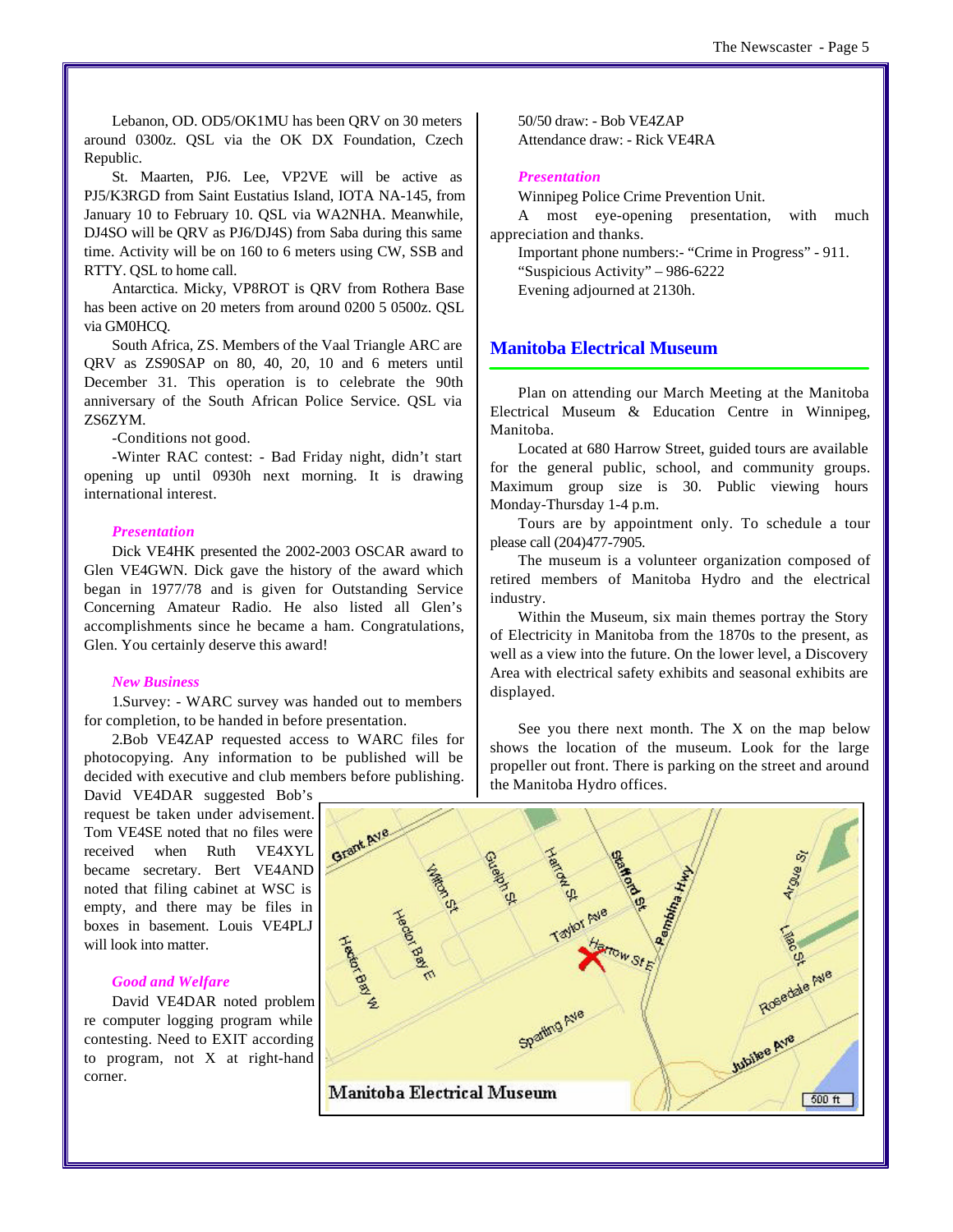Lebanon, OD. OD5/OK1MU has been QRV on 30 meters around 0300z. QSL via the OK DX Foundation, Czech Republic.

St. Maarten, PJ6. Lee, VP2VE will be active as PJ5/K3RGD from Saint Eustatius Island, IOTA NA-145, from January 10 to February 10. QSL via WA2NHA. Meanwhile, DJ4SO will be QRV as PJ6/DJ4S) from Saba during this same time. Activity will be on 160 to 6 meters using CW, SSB and RTTY. QSL to home call.

Antarctica. Micky, VP8ROT is QRV from Rothera Base has been active on 20 meters from around 0200 5 0500z. QSL via GM0HCQ.

South Africa, ZS. Members of the Vaal Triangle ARC are QRV as ZS90SAP on 80, 40, 20, 10 and 6 meters until December 31. This operation is to celebrate the 90th anniversary of the South African Police Service. QSL via ZS6ZYM.

-Conditions not good.

-Winter RAC contest: - Bad Friday night, didn't start opening up until 0930h next morning. It is drawing international interest.

### *Presentation*

Dick VE4HK presented the 2002-2003 OSCAR award to Glen VE4GWN. Dick gave the history of the award which began in 1977/78 and is given for Outstanding Service Concerning Amateur Radio. He also listed all Glen's accomplishments since he became a ham. Congratulations, Glen. You certainly deserve this award!

### *New Business*

1.Survey: - WARC survey was handed out to members for completion, to be handed in before presentation.

2.Bob VE4ZAP requested access to WARC files for photocopying. Any information to be published will be decided with executive and club members before publishing. David VE4DAR suggested Bob's request be taken under advisement. Tom VE4SE noted that no files were received when Ruth VE4XYL became secretary. Bert VE4AND noted that filing cabinet at WSC is empty, and there may be files in boxes in basement. Louis VE4PLJ will look into matter.

### *Good and Welfare*

David VE4DAR noted problem re computer logging program while contesting. Need to EXIT according to program, not X at right-hand corner.

50/50 draw: - Bob VE4ZAP
Attendance draw: - Rick VE4RA

### *Presentation*

Winnipeg Police Crime Prevention Unit.

A most eye-opening presentation, with much appreciation and thanks.

Important phone numbers:- "Crime in Progress" - 911.
"Suspicious Activity" – 986-6222
Evening adjourned at 2130h.

## Manitoba Electrical Museum

Plan on attending our March Meeting at the Manitoba Electrical Museum & Education Centre in Winnipeg, Manitoba.

Located at 680 Harrow Street, guided tours are available for the general public, school, and community groups. Maximum group size is 30. Public viewing hours Monday-Thursday 1-4 p.m.

Tours are by appointment only. To schedule a tour please call (204)477-7905.

The museum is a volunteer organization composed of retired members of Manitoba Hydro and the electrical industry.

Within the Museum, six main themes portray the Story of Electricity in Manitoba from the 1870s to the present, as well as a view into the future. On the lower level, a Discovery Area with electrical safety exhibits and seasonal exhibits are displayed.

See you there next month. The X on the map below shows the location of the museum. Look for the large propeller out front. There is parking on the street and around the Manitoba Hydro offices.

Manitoba Electrical Museum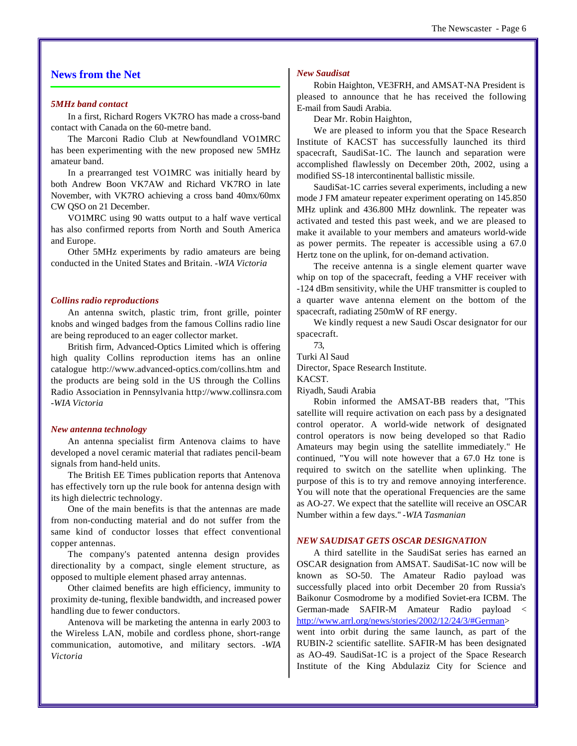## News from the Net

### *5MHz band contact*

In a first, Richard Rogers VK7RO has made a cross-band contact with Canada on the 60-metre band.

The Marconi Radio Club at Newfoundland VO1MRC has been experimenting with the new proposed new 5MHz amateur band.

In a prearranged test VO1MRC was initially heard by both Andrew Boon VK7AW and Richard VK7RO in late November, with VK7RO achieving a cross band 40mx/60mx CW QSO on 21 December.

VO1MRC using 90 watts output to a half wave vertical has also confirmed reports from North and South America and Europe.

Other 5MHz experiments by radio amateurs are being conducted in the United States and Britain. *-WIA Victoria*

### *Collins radio reproductions*

An antenna switch, plastic trim, front grille, pointer knobs and winged badges from the famous Collins radio line are being reproduced to an eager collector market.

British firm, Advanced-Optics Limited which is offering high quality Collins reproduction items has an online catalogue http://www.advanced-optics.com/collins.htm and the products are being sold in the US through the Collins Radio Association in Pennsylvania http://www.collinsra.com *-WIA Victoria*

### *New antenna technology*

An antenna specialist firm Antenova claims to have developed a novel ceramic material that radiates pencil-beam signals from hand-held units.

The British EE Times publication reports that Antenova has effectively torn up the rule book for antenna design with its high dielectric technology.

One of the main benefits is that the antennas are made from non-conducting material and do not suffer from the same kind of conductor losses that effect conventional copper antennas.

The company's patented antenna design provides directionality by a compact, single element structure, as opposed to multiple element phased array antennas.

Other claimed benefits are high efficiency, immunity to proximity de-tuning, flexible bandwidth, and increased power handling due to fewer conductors.

Antenova will be marketing the antenna in early 2003 to the Wireless LAN, mobile and cordless phone, short-range communication, automotive, and military sectors. *-WIA Victoria*

### *New Saudisat*

Robin Haighton, VE3FRH, and AMSAT-NA President is pleased to announce that he has received the following E-mail from Saudi Arabia.

Dear Mr. Robin Haighton,

We are pleased to inform you that the Space Research Institute of KACST has successfully launched its third spacecraft, SaudiSat-1C. The launch and separation were accomplished flawlessly on December 20th, 2002, using a modified SS-18 intercontinental ballistic missile.

SaudiSat-1C carries several experiments, including a new mode J FM amateur repeater experiment operating on 145.850 MHz uplink and 436.800 MHz downlink. The repeater was activated and tested this past week, and we are pleased to make it available to your members and amateurs world-wide as power permits. The repeater is accessible using a 67.0 Hertz tone on the uplink, for on-demand activation.

The receive antenna is a single element quarter wave whip on top of the spacecraft, feeding a VHF receiver with -124 dBm sensitivity, while the UHF transmitter is coupled to a quarter wave antenna element on the bottom of the spacecraft, radiating 250mW of RF energy.

We kindly request a new Saudi Oscar designator for our spacecraft.

73,

Turki Al Saud  
Director, Space Research Institute.  
KACST.  
Riyadh, Saudi Arabia

Robin informed the AMSAT-BB readers that, "This satellite will require activation on each pass by a designated control operator. A world-wide network of designated control operators is now being developed so that Radio Amateurs may begin using the satellite immediately." He continued, "You will note however that a 67.0 Hz tone is required to switch on the satellite when uplinking. The purpose of this is to try and remove annoying interference. You will note that the operational Frequencies are the same as AO-27. We expect that the satellite will receive an OSCAR Number within a few days." *-WIA Tasmanian*

### *NEW SAUDISAT GETS OSCAR DESIGNATION*

A third satellite in the SaudiSat series has earned an OSCAR designation from AMSAT. SaudiSat-1C now will be known as SO-50. The Amateur Radio payload was successfully placed into orbit December 20 from Russia's Baikonur Cosmodrome by a modified Soviet-era ICBM. The German-made SAFIR-M Amateur Radio payload < http://www.arrl.org/news/stories/2002/12/24/3/#German> went into orbit during the same launch, as part of the RUBIN-2 scientific satellite. SAFIR-M has been designated as AO-49. SaudiSat-1C is a project of the Space Research Institute of the King Abdulaziz City for Science and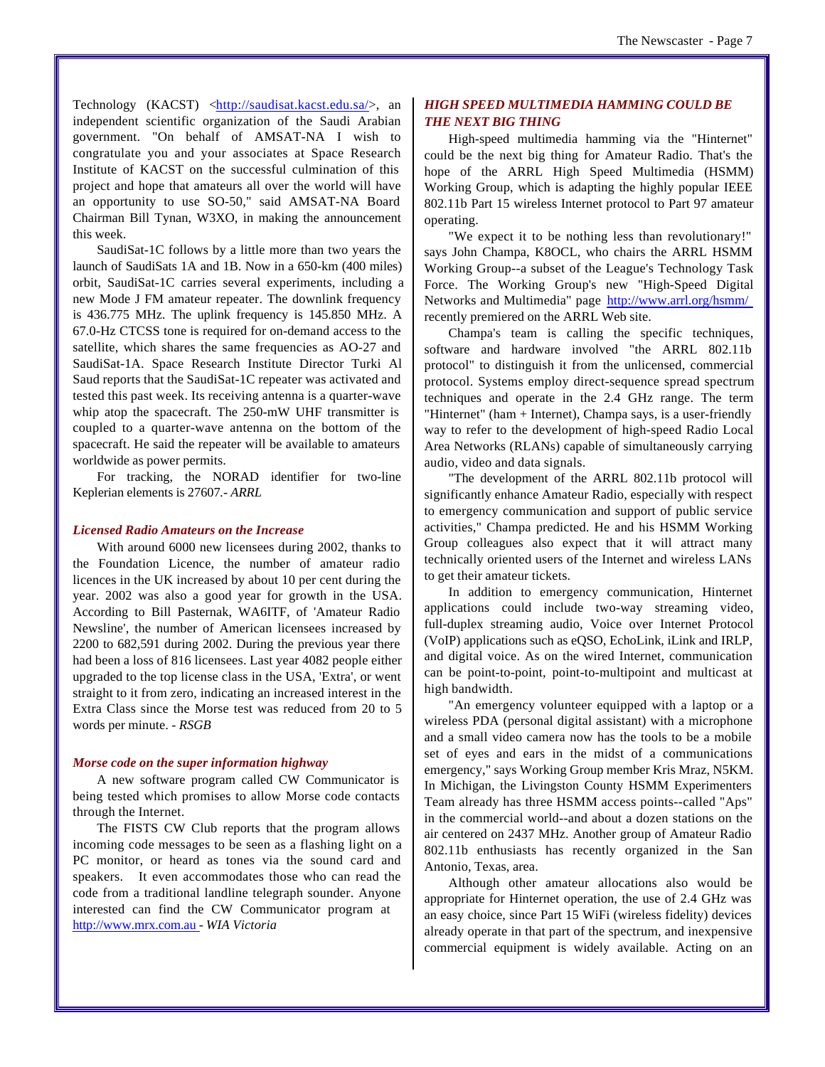Technology (KACST) <http://saudisat.kacst.edu.sa/>, an independent scientific organization of the Saudi Arabian government. "On behalf of AMSAT-NA I wish to congratulate you and your associates at Space Research Institute of KACST on the successful culmination of this project and hope that amateurs all over the world will have an opportunity to use SO-50," said AMSAT-NA Board Chairman Bill Tynan, W3XO, in making the announcement this week.

SaudiSat-1C follows by a little more than two years the launch of SaudiSats 1A and 1B. Now in a 650-km (400 miles) orbit, SaudiSat-1C carries several experiments, including a new Mode J FM amateur repeater. The downlink frequency is 436.775 MHz. The uplink frequency is 145.850 MHz. A 67.0-Hz CTCSS tone is required for on-demand access to the satellite, which shares the same frequencies as AO-27 and SaudiSat-1A. Space Research Institute Director Turki Al Saud reports that the SaudiSat-1C repeater was activated and tested this past week. Its receiving antenna is a quarter-wave whip atop the spacecraft. The 250-mW UHF transmitter is coupled to a quarter-wave antenna on the bottom of the spacecraft. He said the repeater will be available to amateurs worldwide as power permits.

For tracking, the NORAD identifier for two-line Keplerian elements is 27607.- *ARRL*

### *Licensed Radio Amateurs on the Increase*

With around 6000 new licensees during 2002, thanks to the Foundation Licence, the number of amateur radio licences in the UK increased by about 10 per cent during the year. 2002 was also a good year for growth in the USA. According to Bill Pasternak, WA6ITF, of 'Amateur Radio Newsline', the number of American licensees increased by 2200 to 682,591 during 2002. During the previous year there had been a loss of 816 licensees. Last year 4082 people either upgraded to the top license class in the USA, 'Extra', or went straight to it from zero, indicating an increased interest in the Extra Class since the Morse test was reduced from 20 to 5 words per minute. - *RSGB*

### *Morse code on the super information highway*

A new software program called CW Communicator is being tested which promises to allow Morse code contacts through the Internet.

The FISTS CW Club reports that the program allows incoming code messages to be seen as a flashing light on a PC monitor, or heard as tones via the sound card and speakers. It even accommodates those who can read the code from a traditional landline telegraph sounder. Anyone interested can find the CW Communicator program at http://www.mrx.com.au - *WIA Victoria*

### *HIGH SPEED MULTIMEDIA HAMMING COULD BE THE NEXT BIG THING*

High-speed multimedia hamming via the "Hinternet" could be the next big thing for Amateur Radio. That's the hope of the ARRL High Speed Multimedia (HSMM) Working Group, which is adapting the highly popular IEEE 802.11b Part 15 wireless Internet protocol to Part 97 amateur operating.

"We expect it to be nothing less than revolutionary!" says John Champa, K8OCL, who chairs the ARRL HSMM Working Group--a subset of the League's Technology Task Force. The Working Group's new "High-Speed Digital Networks and Multimedia" page http://www.arrl.org/hsmm/ recently premiered on the ARRL Web site.

Champa's team is calling the specific techniques, software and hardware involved "the ARRL 802.11b protocol" to distinguish it from the unlicensed, commercial protocol. Systems employ direct-sequence spread spectrum techniques and operate in the 2.4 GHz range. The term "Hinternet" (ham + Internet), Champa says, is a user-friendly way to refer to the development of high-speed Radio Local Area Networks (RLANs) capable of simultaneously carrying audio, video and data signals.

"The development of the ARRL 802.11b protocol will significantly enhance Amateur Radio, especially with respect to emergency communication and support of public service activities," Champa predicted. He and his HSMM Working Group colleagues also expect that it will attract many technically oriented users of the Internet and wireless LANs to get their amateur tickets.

In addition to emergency communication, Hinternet applications could include two-way streaming video, full-duplex streaming audio, Voice over Internet Protocol (VoIP) applications such as eQSO, EchoLink, iLink and IRLP, and digital voice. As on the wired Internet, communication can be point-to-point, point-to-multipoint and multicast at high bandwidth.

"An emergency volunteer equipped with a laptop or a wireless PDA (personal digital assistant) with a microphone and a small video camera now has the tools to be a mobile set of eyes and ears in the midst of a communications emergency," says Working Group member Kris Mraz, N5KM. In Michigan, the Livingston County HSMM Experimenters Team already has three HSMM access points--called "Aps" in the commercial world--and about a dozen stations on the air centered on 2437 MHz. Another group of Amateur Radio 802.11b enthusiasts has recently organized in the San Antonio, Texas, area.

Although other amateur allocations also would be appropriate for Hinternet operation, the use of 2.4 GHz was an easy choice, since Part 15 WiFi (wireless fidelity) devices already operate in that part of the spectrum, and inexpensive commercial equipment is widely available. Acting on an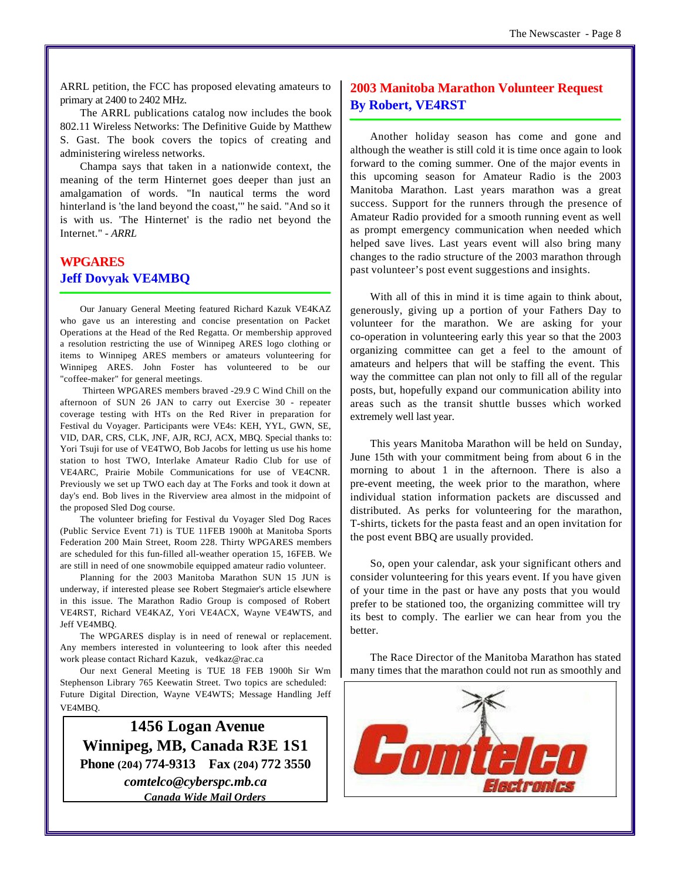ARRL petition, the FCC has proposed elevating amateurs to primary at 2400 to 2402 MHz.

The ARRL publications catalog now includes the book 802.11 Wireless Networks: The Definitive Guide by Matthew S. Gast. The book covers the topics of creating and administering wireless networks.

Champa says that taken in a nationwide context, the meaning of the term Hinternet goes deeper than just an amalgamation of words. "In nautical terms the word hinterland is 'the land beyond the coast,'" he said. "And so it is with us. 'The Hinternet' is the radio net beyond the Internet." - *ARRL*

## WPGARES
## Jeff Dovyak VE4MBQ

Our January General Meeting featured Richard Kazuk VE4KAZ who gave us an interesting and concise presentation on Packet Operations at the Head of the Red Regatta. Or membership approved a resolution restricting the use of Winnipeg ARES logo clothing or items to Winnipeg ARES members or amateurs volunteering for Winnipeg ARES. John Foster has volunteered to be our "coffee-maker" for general meetings.

Thirteen WPGARES members braved -29.9 C Wind Chill on the afternoon of SUN 26 JAN to carry out Exercise 30 - repeater coverage testing with HTs on the Red River in preparation for Festival du Voyager. Participants were VE4s: KEH, YYL, GWN, SE, VID, DAR, CRS, CLK, JNF, AJR, RCJ, ACX, MBQ. Special thanks to: Yori Tsuji for use of VE4TWO, Bob Jacobs for letting us use his home station to host TWO, Interlake Amateur Radio Club for use of VE4ARC, Prairie Mobile Communications for use of VE4CNR. Previously we set up TWO each day at The Forks and took it down at day's end. Bob lives in the Riverview area almost in the midpoint of the proposed Sled Dog course.

The volunteer briefing for Festival du Voyager Sled Dog Races (Public Service Event 71) is TUE 11FEB 1900h at Manitoba Sports Federation 200 Main Street, Room 228. Thirty WPGARES members are scheduled for this fun-filled all-weather operation 15, 16FEB. We are still in need of one snowmobile equipped amateur radio volunteer.

Planning for the 2003 Manitoba Marathon SUN 15 JUN is underway, if interested please see Robert Stegmaier's article elsewhere in this issue. The Marathon Radio Group is composed of Robert VE4RST, Richard VE4KAZ, Yori VE4ACX, Wayne VE4WTS, and Jeff VE4MBQ.

The WPGARES display is in need of renewal or replacement. Any members interested in volunteering to look after this needed work please contact Richard Kazuk, ve4kaz@rac.ca

Our next General Meeting is TUE 18 FEB 1900h Sir Wm Stephenson Library 765 Keewatin Street. Two topics are scheduled: Future Digital Direction, Wayne VE4WTS; Message Handling Jeff VE4MBQ.

**1456 Logan Avenue**
**Winnipeg, MB, Canada R3E 1S1**
**Phone (204) 774-9313 Fax (204) 772 3550**
***comtelco@cyberspc.mb.ca***
***Canada Wide Mail Orders***

## 2003 Manitoba Marathon Volunteer Request
## By Robert, VE4RST

Another holiday season has come and gone and although the weather is still cold it is time once again to look forward to the coming summer. One of the major events in this upcoming season for Amateur Radio is the 2003 Manitoba Marathon. Last years marathon was a great success. Support for the runners through the presence of Amateur Radio provided for a smooth running event as well as prompt emergency communication when needed which helped save lives. Last years event will also bring many changes to the radio structure of the 2003 marathon through past volunteer's post event suggestions and insights.

With all of this in mind it is time again to think about, generously, giving up a portion of your Fathers Day to volunteer for the marathon. We are asking for your co-operation in volunteering early this year so that the 2003 organizing committee can get a feel to the amount of amateurs and helpers that will be staffing the event. This way the committee can plan not only to fill all of the regular posts, but, hopefully expand our communication ability into areas such as the transit shuttle busses which worked extremely well last year.

This years Manitoba Marathon will be held on Sunday, June 15th with your commitment being from about 6 in the morning to about 1 in the afternoon. There is also a pre-event meeting, the week prior to the marathon, where individual station information packets are discussed and distributed. As perks for volunteering for the marathon, T-shirts, tickets for the pasta feast and an open invitation for the post event BBQ are usually provided.

So, open your calendar, ask your significant others and consider volunteering for this years event. If you have given of your time in the past or have any posts that you would prefer to be stationed too, the organizing committee will try its best to comply. The earlier we can hear from you the better.

The Race Director of the Manitoba Marathon has stated many times that the marathon could not run as smoothly and

Comtelco Electronics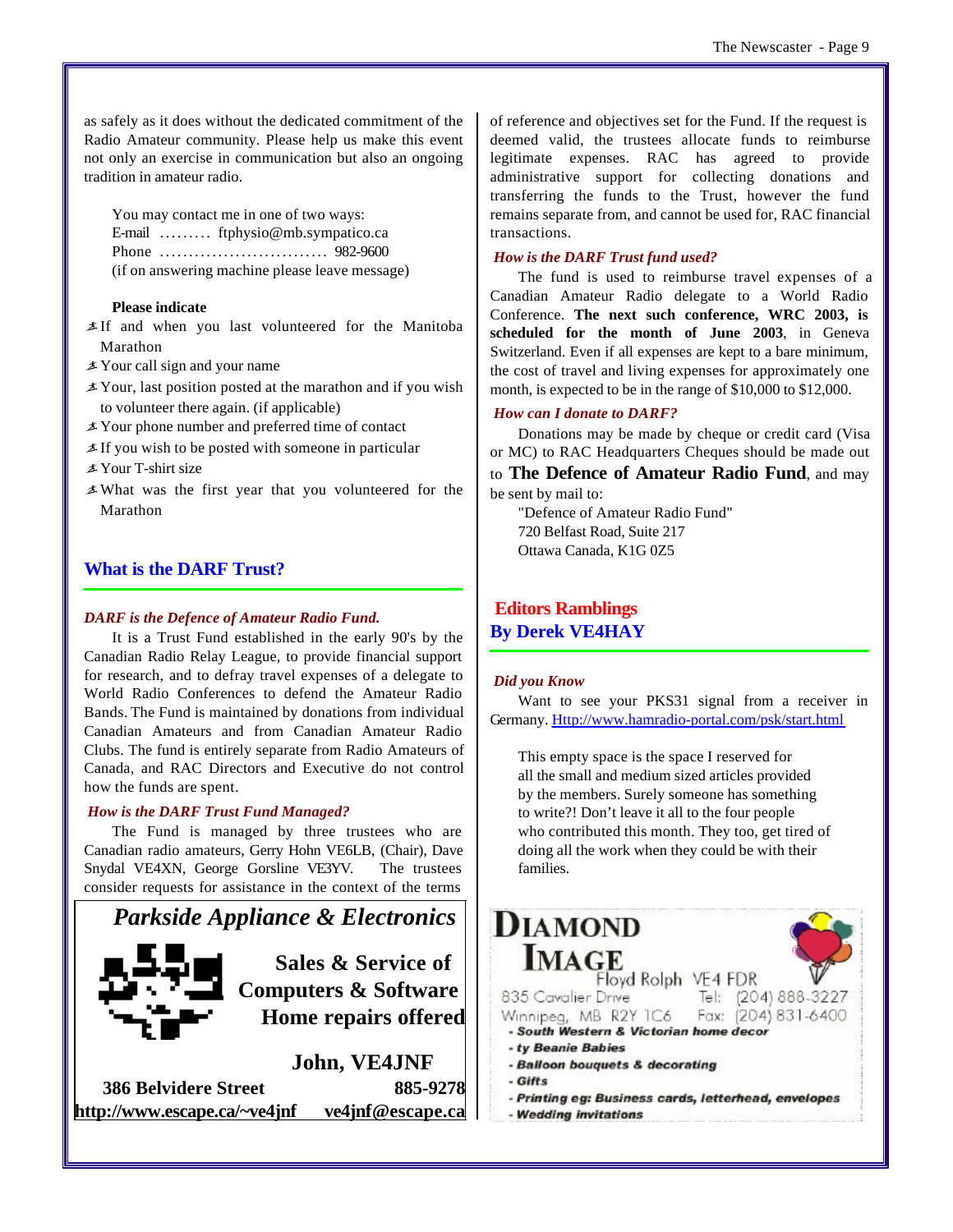as safely as it does without the dedicated commitment of the Radio Amateur community. Please help us make this event not only an exercise in communication but also an ongoing tradition in amateur radio.

You may contact me in one of two ways:
E-mail ......... ftphysio@mb.sympatico.ca
Phone ............................ 982-9600
(if on answering machine please leave message)

**Please indicate**

- If and when you last volunteered for the Manitoba Marathon
- Your call sign and your name
- Your, last position posted at the marathon and if you wish to volunteer there again. (if applicable)
- Your phone number and preferred time of contact
- If you wish to be posted with someone in particular
- Your T-shirt size
- What was the first year that you volunteered for the Marathon

## What is the DARF Trust?

***DARF is the Defence of Amateur Radio Fund.***

It is a Trust Fund established in the early 90's by the Canadian Radio Relay League, to provide financial support for research, and to defray travel expenses of a delegate to World Radio Conferences to defend the Amateur Radio Bands. The Fund is maintained by donations from individual Canadian Amateurs and from Canadian Amateur Radio Clubs. The fund is entirely separate from Radio Amateurs of Canada, and RAC Directors and Executive do not control how the funds are spent.

***How is the DARF Trust Fund Managed?***

The Fund is managed by three trustees who are Canadian radio amateurs, Gerry Hohn VE6LB, (Chair), Dave Snydal VE4XN, George Gorsline VE3YV. The trustees consider requests for assistance in the context of the terms of reference and objectives set for the Fund. If the request is deemed valid, the trustees allocate funds to reimburse legitimate expenses. RAC has agreed to provide administrative support for collecting donations and transferring the funds to the Trust, however the fund remains separate from, and cannot be used for, RAC financial transactions.

***How is the DARF Trust fund used?***

The fund is used to reimburse travel expenses of a Canadian Amateur Radio delegate to a World Radio Conference. **The next such conference, WRC 2003, is scheduled for the month of June 2003**, in Geneva Switzerland. Even if all expenses are kept to a bare minimum, the cost of travel and living expenses for approximately one month, is expected to be in the range of $10,000 to $12,000.

***How can I donate to DARF?***

Donations may be made by cheque or credit card (Visa or MC) to RAC Headquarters Cheques should be made out to **The Defence of Amateur Radio Fund**, and may be sent by mail to:

"Defence of Amateur Radio Fund"
720 Belfast Road, Suite 217
Ottawa Canada, K1G 0Z5

**Parkside Appliance & Electronics**

**Sales & Service of Computers & Software**
**Home repairs offered**

**John, VE4JNF**
**386 Belvidere Street** **885-9278**
**http://www.escape.ca/~ve4jnf** **ve4jnf@escape.ca**

## Editors Ramblings
## By Derek VE4HAY

***Did you Know***

Want to see your PKS31 signal from a receiver in Germany. Http://www.hamradio-portal.com/psk/start.html

This empty space is the space I reserved for all the small and medium sized articles provided by the members. Surely someone has something to write?! Don't leave it all to the four people who contributed this month. They too, get tired of doing all the work when they could be with their families.

**DIAMOND IMAGE**
Floyd Rolph VE4 FDR
835 Cavalier Drive Tel: (204) 888-3227
Winnipeg, MB R2Y 1C6 Fax: (204) 831-6400

- South Western & Victorian home decor
- ty Beanie Babies
- Balloon bouquets & decorating
- Gifts
- Printing eg: Business cards, letterhead, envelopes
- Wedding invitations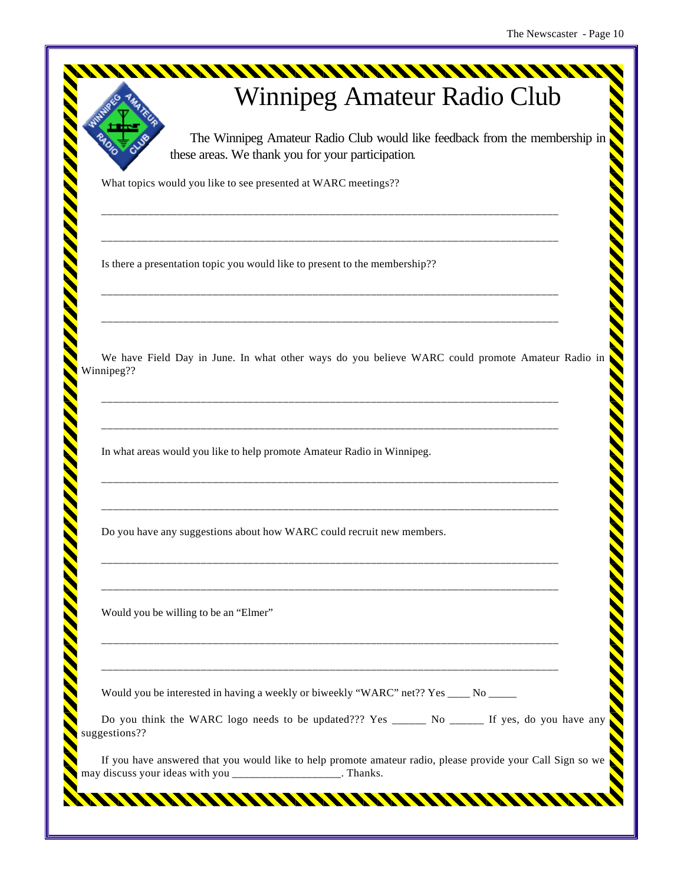# Winnipeg Amateur Radio Club

The Winnipeg Amateur Radio Club would like feedback from the membership in these areas. We thank you for your participation.

What topics would you like to see presented at WARC meetings??

_______________________________________________________________________________

_______________________________________________________________________________

Is there a presentation topic you would like to present to the membership??

_______________________________________________________________________________

_______________________________________________________________________________

We have Field Day in June. In what other ways do you believe WARC could promote Amateur Radio in Winnipeg??

_______________________________________________________________________________

_______________________________________________________________________________

In what areas would you like to help promote Amateur Radio in Winnipeg.

_______________________________________________________________________________

_______________________________________________________________________________

Do you have any suggestions about how WARC could recruit new members.

_______________________________________________________________________________

_______________________________________________________________________________

Would you be willing to be an "Elmer"

_______________________________________________________________________________

_______________________________________________________________________________

Would you be interested in having a weekly or biweekly "WARC" net?? Yes ____ No _____

Do you think the WARC logo needs to be updated??? Yes ______ No ______ If yes, do you have any suggestions??

If you have answered that you would like to help promote amateur radio, please provide your Call Sign so we may discuss your ideas with you ___________________. Thanks.